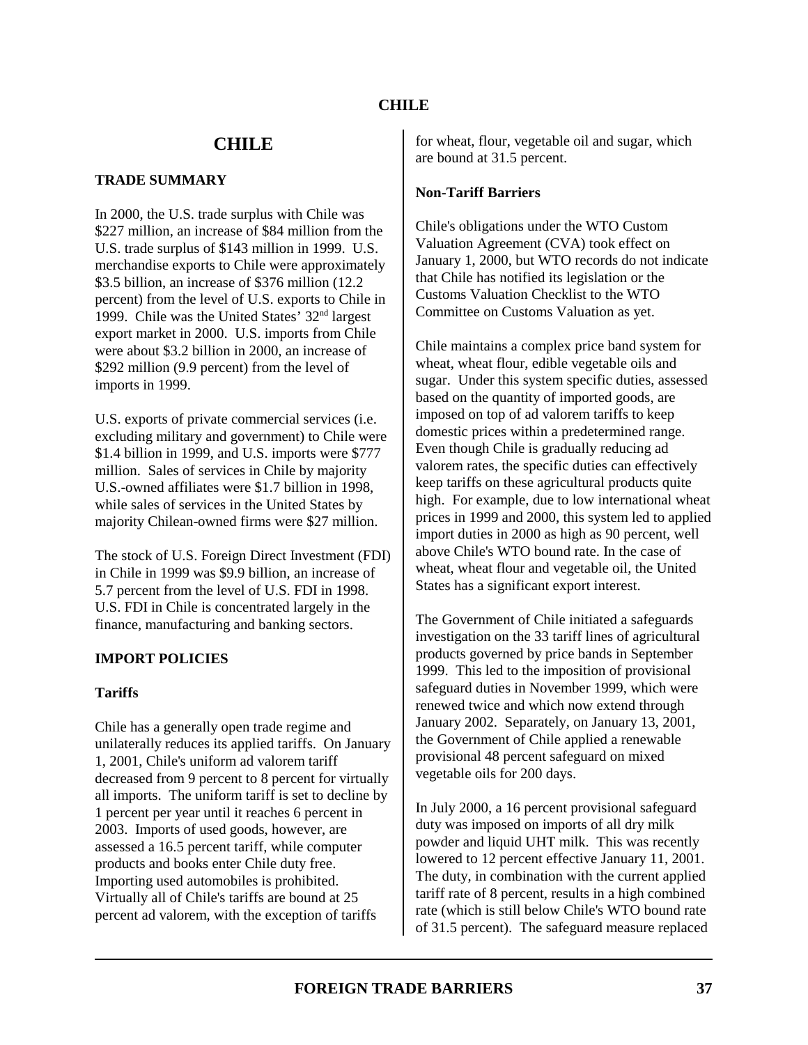# CHILE

## TRADE SUMMARY

In 2000, the U.S. trade surplus with Chile was $227 million, an increase of $84 million from the U.S. trade surplus of $143 million in 1999. U.S. merchandise exports to Chile were approximately $3.5 billion, an increase of $376 million (12.2 percent) from the level of U.S. exports to Chile in 1999. Chile was the United States' 32nd largest export market in 2000. U.S. imports from Chile were about $3.2 billion in 2000, an increase of $292 million (9.9 percent) from the level of imports in 1999.

U.S. exports of private commercial services (i.e. excluding military and government) to Chile were $1.4 billion in 1999, and U.S. imports were $777 million. Sales of services in Chile by majority U.S.-owned affiliates were $1.7 billion in 1998, while sales of services in the United States by majority Chilean-owned firms were $27 million.

The stock of U.S. Foreign Direct Investment (FDI) in Chile in 1999 was $9.9 billion, an increase of 5.7 percent from the level of U.S. FDI in 1998. U.S. FDI in Chile is concentrated largely in the finance, manufacturing and banking sectors.

## IMPORT POLICIES

### Tariffs

Chile has a generally open trade regime and unilaterally reduces its applied tariffs. On January 1, 2001, Chile's uniform ad valorem tariff decreased from 9 percent to 8 percent for virtually all imports. The uniform tariff is set to decline by 1 percent per year until it reaches 6 percent in 2003. Imports of used goods, however, are assessed a 16.5 percent tariff, while computer products and books enter Chile duty free. Importing used automobiles is prohibited. Virtually all of Chile's tariffs are bound at 25 percent ad valorem, with the exception of tariffs for wheat, flour, vegetable oil and sugar, which are bound at 31.5 percent.

### Non-Tariff Barriers

Chile's obligations under the WTO Custom Valuation Agreement (CVA) took effect on January 1, 2000, but WTO records do not indicate that Chile has notified its legislation or the Customs Valuation Checklist to the WTO Committee on Customs Valuation as yet.

Chile maintains a complex price band system for wheat, wheat flour, edible vegetable oils and sugar. Under this system specific duties, assessed based on the quantity of imported goods, are imposed on top of ad valorem tariffs to keep domestic prices within a predetermined range. Even though Chile is gradually reducing ad valorem rates, the specific duties can effectively keep tariffs on these agricultural products quite high. For example, due to low international wheat prices in 1999 and 2000, this system led to applied import duties in 2000 as high as 90 percent, well above Chile's WTO bound rate. In the case of wheat, wheat flour and vegetable oil, the United States has a significant export interest.

The Government of Chile initiated a safeguards investigation on the 33 tariff lines of agricultural products governed by price bands in September 1999. This led to the imposition of provisional safeguard duties in November 1999, which were renewed twice and which now extend through January 2002. Separately, on January 13, 2001, the Government of Chile applied a renewable provisional 48 percent safeguard on mixed vegetable oils for 200 days.

In July 2000, a 16 percent provisional safeguard duty was imposed on imports of all dry milk powder and liquid UHT milk. This was recently lowered to 12 percent effective January 11, 2001. The duty, in combination with the current applied tariff rate of 8 percent, results in a high combined rate (which is still below Chile's WTO bound rate of 31.5 percent). The safeguard measure replaced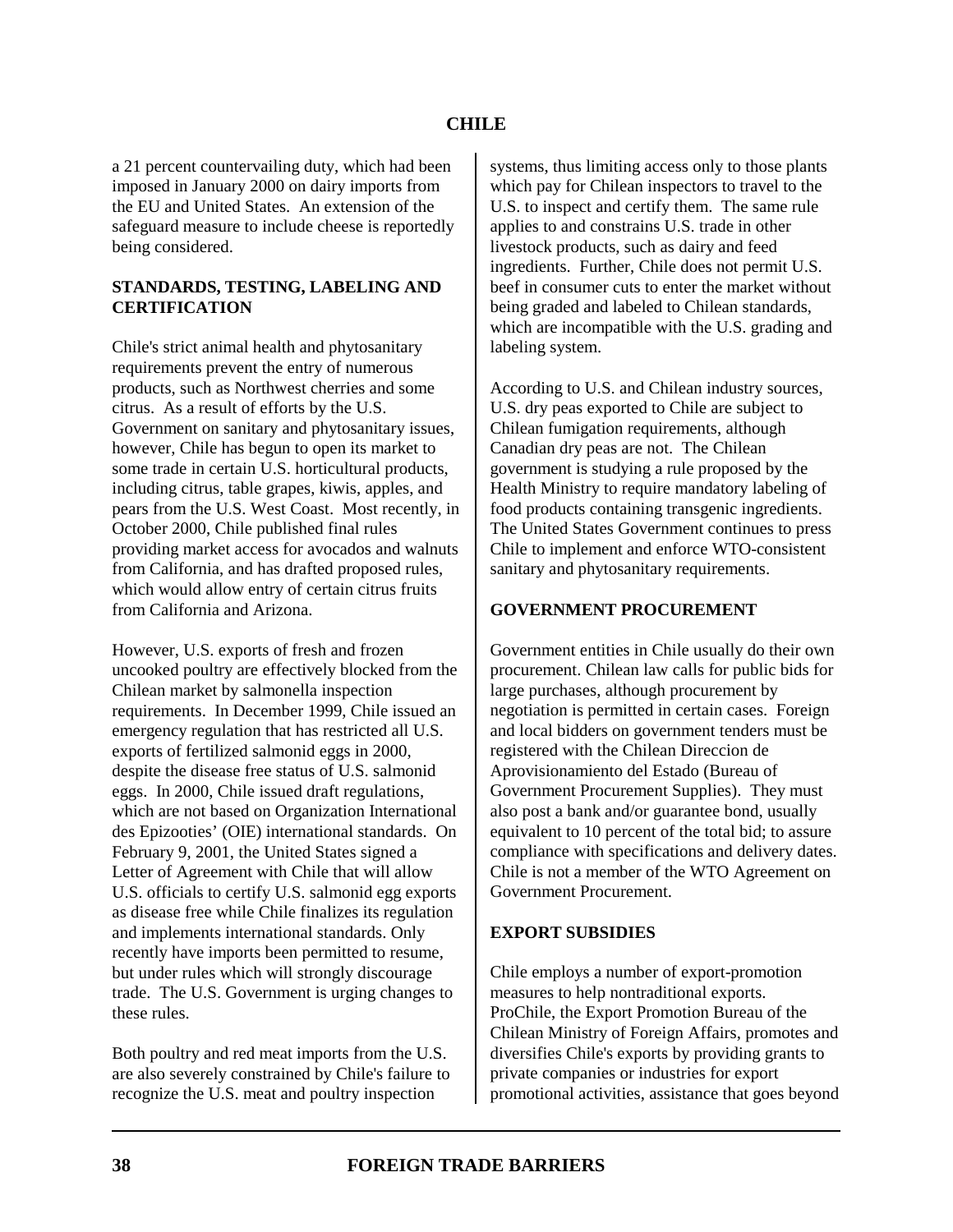a 21 percent countervailing duty, which had been imposed in January 2000 on dairy imports from the EU and United States. An extension of the safeguard measure to include cheese is reportedly being considered.

## STANDARDS, TESTING, LABELING AND CERTIFICATION

Chile's strict animal health and phytosanitary requirements prevent the entry of numerous products, such as Northwest cherries and some citrus. As a result of efforts by the U.S. Government on sanitary and phytosanitary issues, however, Chile has begun to open its market to some trade in certain U.S. horticultural products, including citrus, table grapes, kiwis, apples, and pears from the U.S. West Coast. Most recently, in October 2000, Chile published final rules providing market access for avocados and walnuts from California, and has drafted proposed rules, which would allow entry of certain citrus fruits from California and Arizona.

However, U.S. exports of fresh and frozen uncooked poultry are effectively blocked from the Chilean market by salmonella inspection requirements. In December 1999, Chile issued an emergency regulation that has restricted all U.S. exports of fertilized salmonid eggs in 2000, despite the disease free status of U.S. salmonid eggs. In 2000, Chile issued draft regulations, which are not based on Organization International des Epizooties' (OIE) international standards. On February 9, 2001, the United States signed a Letter of Agreement with Chile that will allow U.S. officials to certify U.S. salmonid egg exports as disease free while Chile finalizes its regulation and implements international standards. Only recently have imports been permitted to resume, but under rules which will strongly discourage trade. The U.S. Government is urging changes to these rules.

Both poultry and red meat imports from the U.S. are also severely constrained by Chile's failure to recognize the U.S. meat and poultry inspection systems, thus limiting access only to those plants which pay for Chilean inspectors to travel to the U.S. to inspect and certify them. The same rule applies to and constrains U.S. trade in other livestock products, such as dairy and feed ingredients. Further, Chile does not permit U.S. beef in consumer cuts to enter the market without being graded and labeled to Chilean standards, which are incompatible with the U.S. grading and labeling system.

According to U.S. and Chilean industry sources, U.S. dry peas exported to Chile are subject to Chilean fumigation requirements, although Canadian dry peas are not. The Chilean government is studying a rule proposed by the Health Ministry to require mandatory labeling of food products containing transgenic ingredients. The United States Government continues to press Chile to implement and enforce WTO-consistent sanitary and phytosanitary requirements.

## GOVERNMENT PROCUREMENT

Government entities in Chile usually do their own procurement. Chilean law calls for public bids for large purchases, although procurement by negotiation is permitted in certain cases. Foreign and local bidders on government tenders must be registered with the Chilean Direccion de Aprovisionamiento del Estado (Bureau of Government Procurement Supplies). They must also post a bank and/or guarantee bond, usually equivalent to 10 percent of the total bid; to assure compliance with specifications and delivery dates. Chile is not a member of the WTO Agreement on Government Procurement.

## EXPORT SUBSIDIES

Chile employs a number of export-promotion measures to help nontraditional exports. ProChile, the Export Promotion Bureau of the Chilean Ministry of Foreign Affairs, promotes and diversifies Chile's exports by providing grants to private companies or industries for export promotional activities, assistance that goes beyond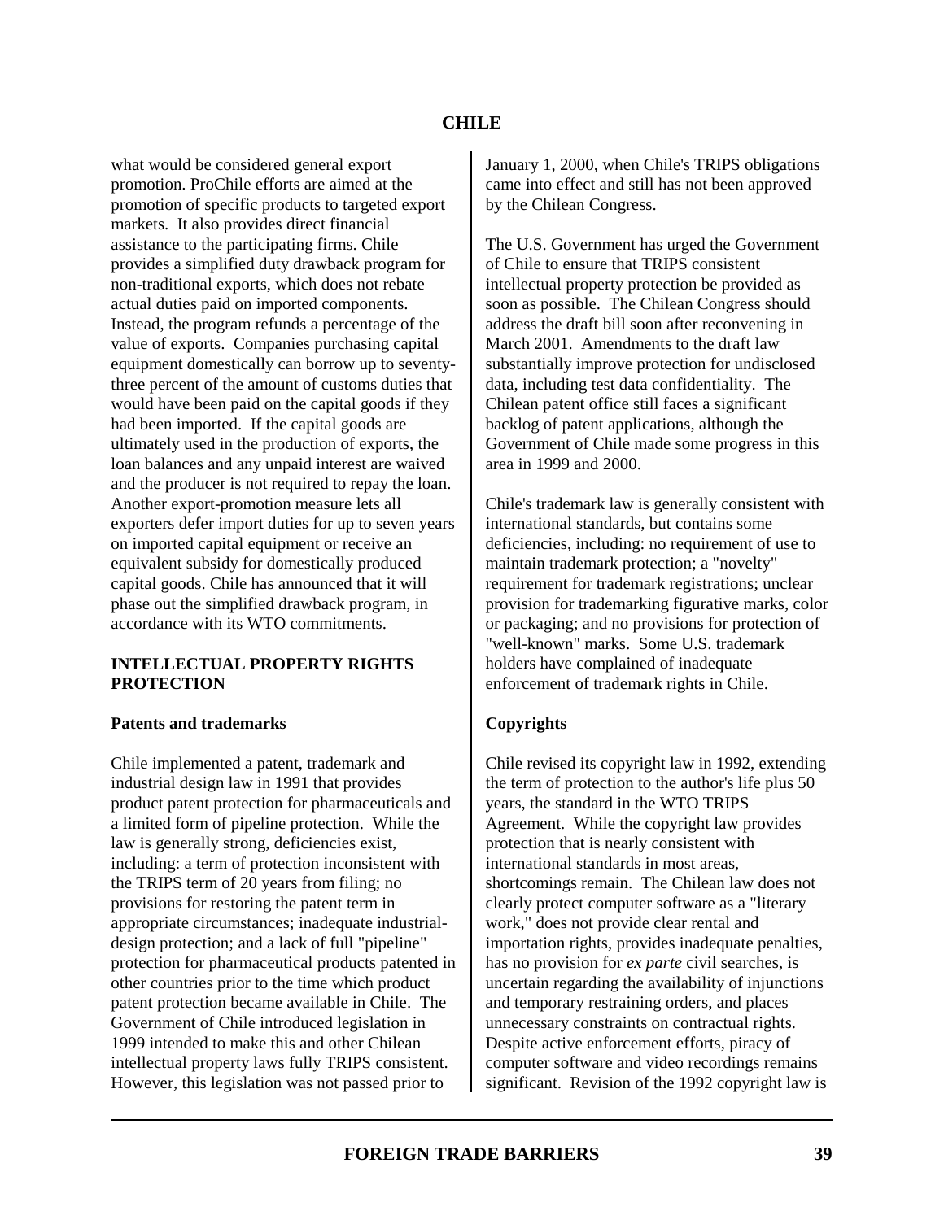what would be considered general export promotion. ProChile efforts are aimed at the promotion of specific products to targeted export markets. It also provides direct financial assistance to the participating firms. Chile provides a simplified duty drawback program for non-traditional exports, which does not rebate actual duties paid on imported components. Instead, the program refunds a percentage of the value of exports. Companies purchasing capital equipment domestically can borrow up to seventy-three percent of the amount of customs duties that would have been paid on the capital goods if they had been imported. If the capital goods are ultimately used in the production of exports, the loan balances and any unpaid interest are waived and the producer is not required to repay the loan. Another export-promotion measure lets all exporters defer import duties for up to seven years on imported capital equipment or receive an equivalent subsidy for domestically produced capital goods. Chile has announced that it will phase out the simplified drawback program, in accordance with its WTO commitments.

## INTELLECTUAL PROPERTY RIGHTS PROTECTION

### Patents and trademarks

Chile implemented a patent, trademark and industrial design law in 1991 that provides product patent protection for pharmaceuticals and a limited form of pipeline protection. While the law is generally strong, deficiencies exist, including: a term of protection inconsistent with the TRIPS term of 20 years from filing; no provisions for restoring the patent term in appropriate circumstances; inadequate industrial-design protection; and a lack of full "pipeline" protection for pharmaceutical products patented in other countries prior to the time which product patent protection became available in Chile. The Government of Chile introduced legislation in 1999 intended to make this and other Chilean intellectual property laws fully TRIPS consistent. However, this legislation was not passed prior to January 1, 2000, when Chile's TRIPS obligations came into effect and still has not been approved by the Chilean Congress.

The U.S. Government has urged the Government of Chile to ensure that TRIPS consistent intellectual property protection be provided as soon as possible. The Chilean Congress should address the draft bill soon after reconvening in March 2001. Amendments to the draft law substantially improve protection for undisclosed data, including test data confidentiality. The Chilean patent office still faces a significant backlog of patent applications, although the Government of Chile made some progress in this area in 1999 and 2000.

Chile's trademark law is generally consistent with international standards, but contains some deficiencies, including: no requirement of use to maintain trademark protection; a "novelty" requirement for trademark registrations; unclear provision for trademarking figurative marks, color or packaging; and no provisions for protection of "well-known" marks. Some U.S. trademark holders have complained of inadequate enforcement of trademark rights in Chile.

### Copyrights

Chile revised its copyright law in 1992, extending the term of protection to the author's life plus 50 years, the standard in the WTO TRIPS Agreement. While the copyright law provides protection that is nearly consistent with international standards in most areas, shortcomings remain. The Chilean law does not clearly protect computer software as a "literary work," does not provide clear rental and importation rights, provides inadequate penalties, has no provision for *ex parte* civil searches, is uncertain regarding the availability of injunctions and temporary restraining orders, and places unnecessary constraints on contractual rights. Despite active enforcement efforts, piracy of computer software and video recordings remains significant. Revision of the 1992 copyright law is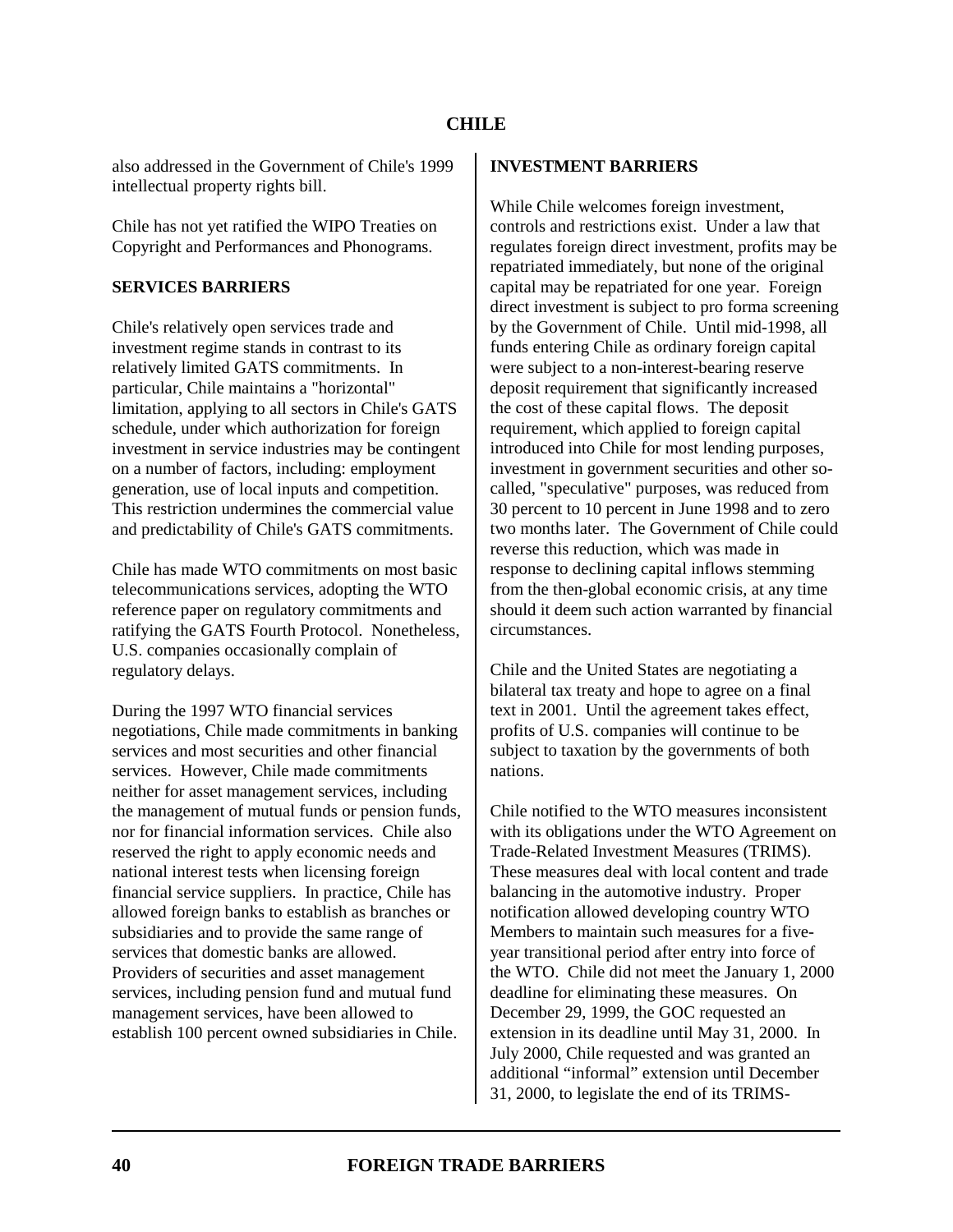also addressed in the Government of Chile's 1999 intellectual property rights bill.

Chile has not yet ratified the WIPO Treaties on Copyright and Performances and Phonograms.

## SERVICES BARRIERS

Chile's relatively open services trade and investment regime stands in contrast to its relatively limited GATS commitments. In particular, Chile maintains a "horizontal" limitation, applying to all sectors in Chile's GATS schedule, under which authorization for foreign investment in service industries may be contingent on a number of factors, including: employment generation, use of local inputs and competition. This restriction undermines the commercial value and predictability of Chile's GATS commitments.

Chile has made WTO commitments on most basic telecommunications services, adopting the WTO reference paper on regulatory commitments and ratifying the GATS Fourth Protocol. Nonetheless, U.S. companies occasionally complain of regulatory delays.

During the 1997 WTO financial services negotiations, Chile made commitments in banking services and most securities and other financial services. However, Chile made commitments neither for asset management services, including the management of mutual funds or pension funds, nor for financial information services. Chile also reserved the right to apply economic needs and national interest tests when licensing foreign financial service suppliers. In practice, Chile has allowed foreign banks to establish as branches or subsidiaries and to provide the same range of services that domestic banks are allowed. Providers of securities and asset management services, including pension fund and mutual fund management services, have been allowed to establish 100 percent owned subsidiaries in Chile.

## INVESTMENT BARRIERS

While Chile welcomes foreign investment, controls and restrictions exist. Under a law that regulates foreign direct investment, profits may be repatriated immediately, but none of the original capital may be repatriated for one year. Foreign direct investment is subject to pro forma screening by the Government of Chile. Until mid-1998, all funds entering Chile as ordinary foreign capital were subject to a non-interest-bearing reserve deposit requirement that significantly increased the cost of these capital flows. The deposit requirement, which applied to foreign capital introduced into Chile for most lending purposes, investment in government securities and other so-called, "speculative" purposes, was reduced from 30 percent to 10 percent in June 1998 and to zero two months later. The Government of Chile could reverse this reduction, which was made in response to declining capital inflows stemming from the then-global economic crisis, at any time should it deem such action warranted by financial circumstances.

Chile and the United States are negotiating a bilateral tax treaty and hope to agree on a final text in 2001. Until the agreement takes effect, profits of U.S. companies will continue to be subject to taxation by the governments of both nations.

Chile notified to the WTO measures inconsistent with its obligations under the WTO Agreement on Trade-Related Investment Measures (TRIMS). These measures deal with local content and trade balancing in the automotive industry. Proper notification allowed developing country WTO Members to maintain such measures for a five-year transitional period after entry into force of the WTO. Chile did not meet the January 1, 2000 deadline for eliminating these measures. On December 29, 1999, the GOC requested an extension in its deadline until May 31, 2000. In July 2000, Chile requested and was granted an additional "informal" extension until December 31, 2000, to legislate the end of its TRIMS-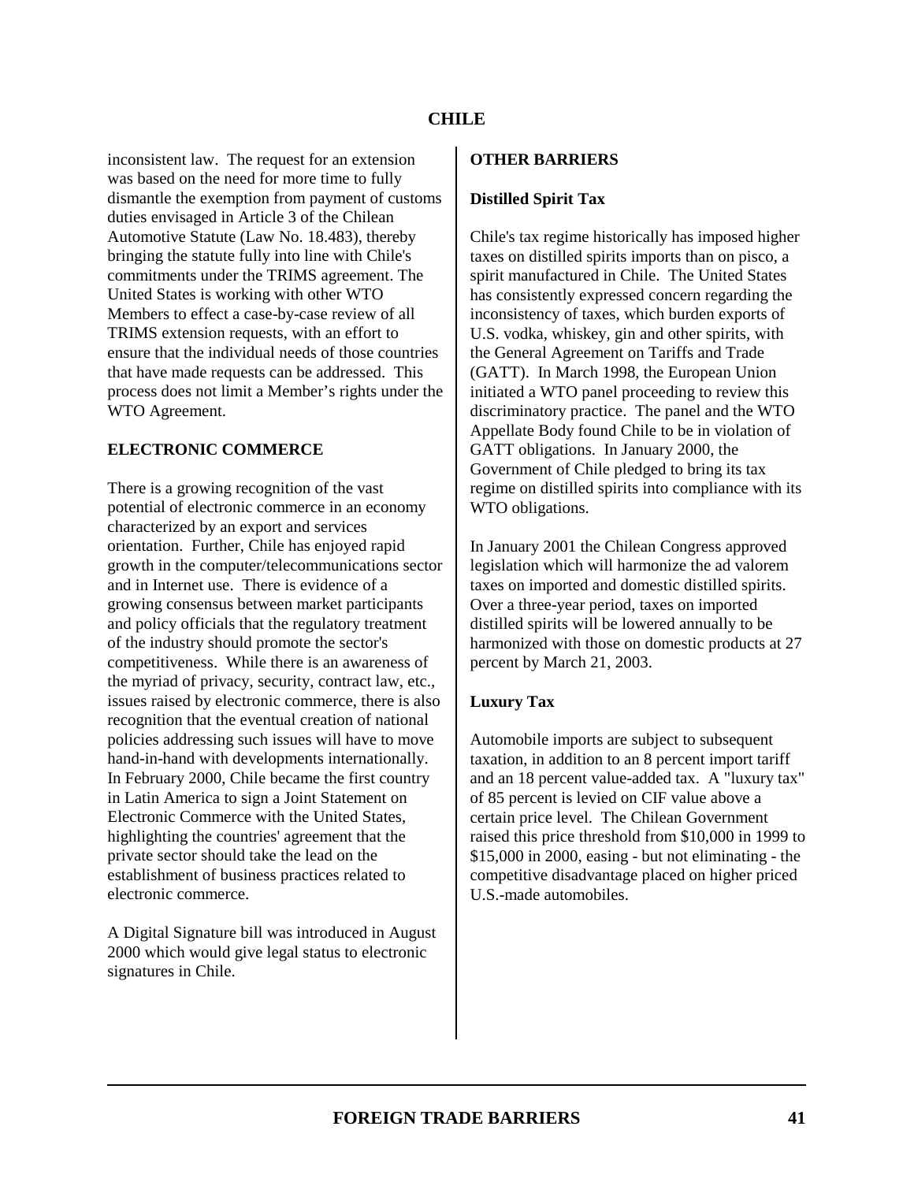inconsistent law. The request for an extension was based on the need for more time to fully dismantle the exemption from payment of customs duties envisaged in Article 3 of the Chilean Automotive Statute (Law No. 18.483), thereby bringing the statute fully into line with Chile's commitments under the TRIMS agreement. The United States is working with other WTO Members to effect a case-by-case review of all TRIMS extension requests, with an effort to ensure that the individual needs of those countries that have made requests can be addressed. This process does not limit a Member's rights under the WTO Agreement.

## ELECTRONIC COMMERCE

There is a growing recognition of the vast potential of electronic commerce in an economy characterized by an export and services orientation. Further, Chile has enjoyed rapid growth in the computer/telecommunications sector and in Internet use. There is evidence of a growing consensus between market participants and policy officials that the regulatory treatment of the industry should promote the sector's competitiveness. While there is an awareness of the myriad of privacy, security, contract law, etc., issues raised by electronic commerce, there is also recognition that the eventual creation of national policies addressing such issues will have to move hand-in-hand with developments internationally. In February 2000, Chile became the first country in Latin America to sign a Joint Statement on Electronic Commerce with the United States, highlighting the countries' agreement that the private sector should take the lead on the establishment of business practices related to electronic commerce.

A Digital Signature bill was introduced in August 2000 which would give legal status to electronic signatures in Chile.

## OTHER BARRIERS

### Distilled Spirit Tax

Chile's tax regime historically has imposed higher taxes on distilled spirits imports than on pisco, a spirit manufactured in Chile. The United States has consistently expressed concern regarding the inconsistency of taxes, which burden exports of U.S. vodka, whiskey, gin and other spirits, with the General Agreement on Tariffs and Trade (GATT). In March 1998, the European Union initiated a WTO panel proceeding to review this discriminatory practice. The panel and the WTO Appellate Body found Chile to be in violation of GATT obligations. In January 2000, the Government of Chile pledged to bring its tax regime on distilled spirits into compliance with its WTO obligations.

In January 2001 the Chilean Congress approved legislation which will harmonize the ad valorem taxes on imported and domestic distilled spirits. Over a three-year period, taxes on imported distilled spirits will be lowered annually to be harmonized with those on domestic products at 27 percent by March 21, 2003.

### Luxury Tax

Automobile imports are subject to subsequent taxation, in addition to an 8 percent import tariff and an 18 percent value-added tax. A "luxury tax" of 85 percent is levied on CIF value above a certain price level. The Chilean Government raised this price threshold from $10,000 in 1999 to $15,000 in 2000, easing - but not eliminating - the competitive disadvantage placed on higher priced U.S.-made automobiles.